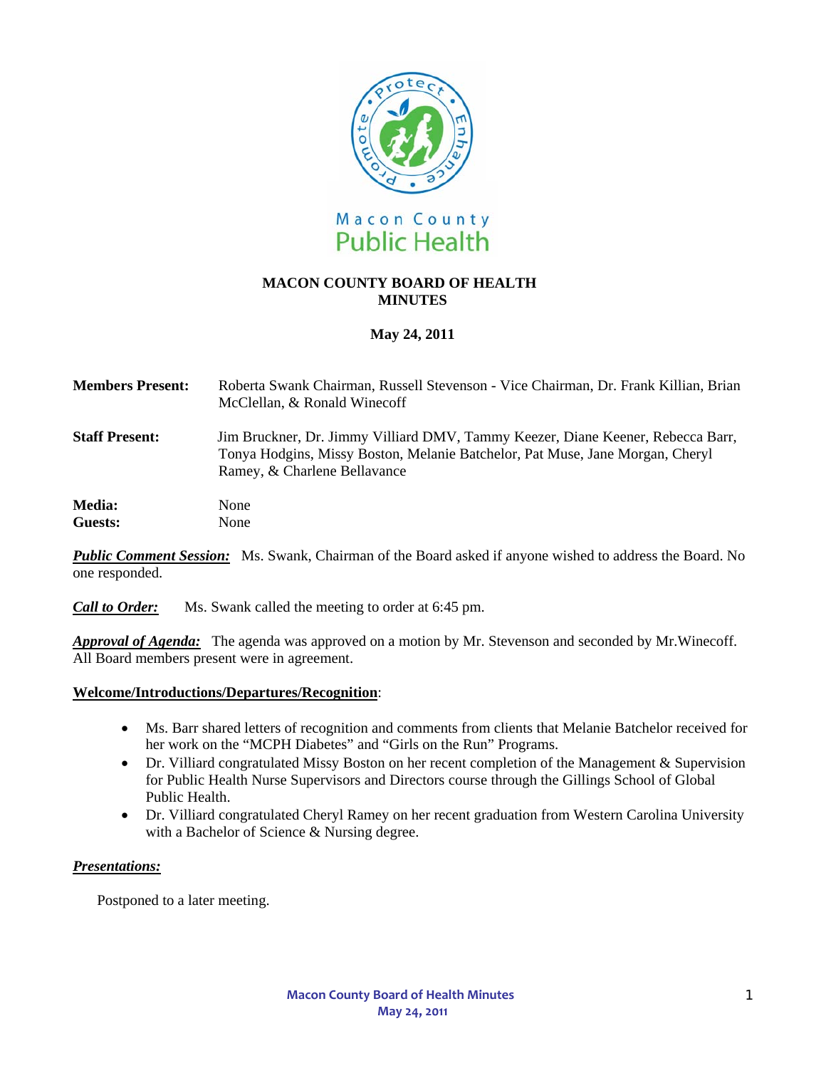Macon County
Public Health

# MACON COUNTY BOARD OF HEALTH MINUTES

**May 24, 2011**

**Members Present:** Roberta Swank Chairman, Russell Stevenson - Vice Chairman, Dr. Frank Killian, Brian McClellan, & Ronald Winecoff

**Staff Present:** Jim Bruckner, Dr. Jimmy Villiard DMV, Tammy Keezer, Diane Keener, Rebecca Barr, Tonya Hodgins, Missy Boston, Melanie Batchelor, Pat Muse, Jane Morgan, Cheryl Ramey, & Charlene Bellavance

**Media:** None
**Guests:** None

***Public Comment Session:*** Ms. Swank, Chairman of the Board asked if anyone wished to address the Board. No one responded.

***Call to Order:*** Ms. Swank called the meeting to order at 6:45 pm.

***Approval of Agenda:*** The agenda was approved on a motion by Mr. Stevenson and seconded by Mr.Winecoff. All Board members present were in agreement.

**Welcome/Introductions/Departures/Recognition**:

- Ms. Barr shared letters of recognition and comments from clients that Melanie Batchelor received for her work on the "MCPH Diabetes" and "Girls on the Run" Programs.
- Dr. Villiard congratulated Missy Boston on her recent completion of the Management & Supervision for Public Health Nurse Supervisors and Directors course through the Gillings School of Global Public Health.
- Dr. Villiard congratulated Cheryl Ramey on her recent graduation from Western Carolina University with a Bachelor of Science & Nursing degree.

***Presentations:***

Postponed to a later meeting.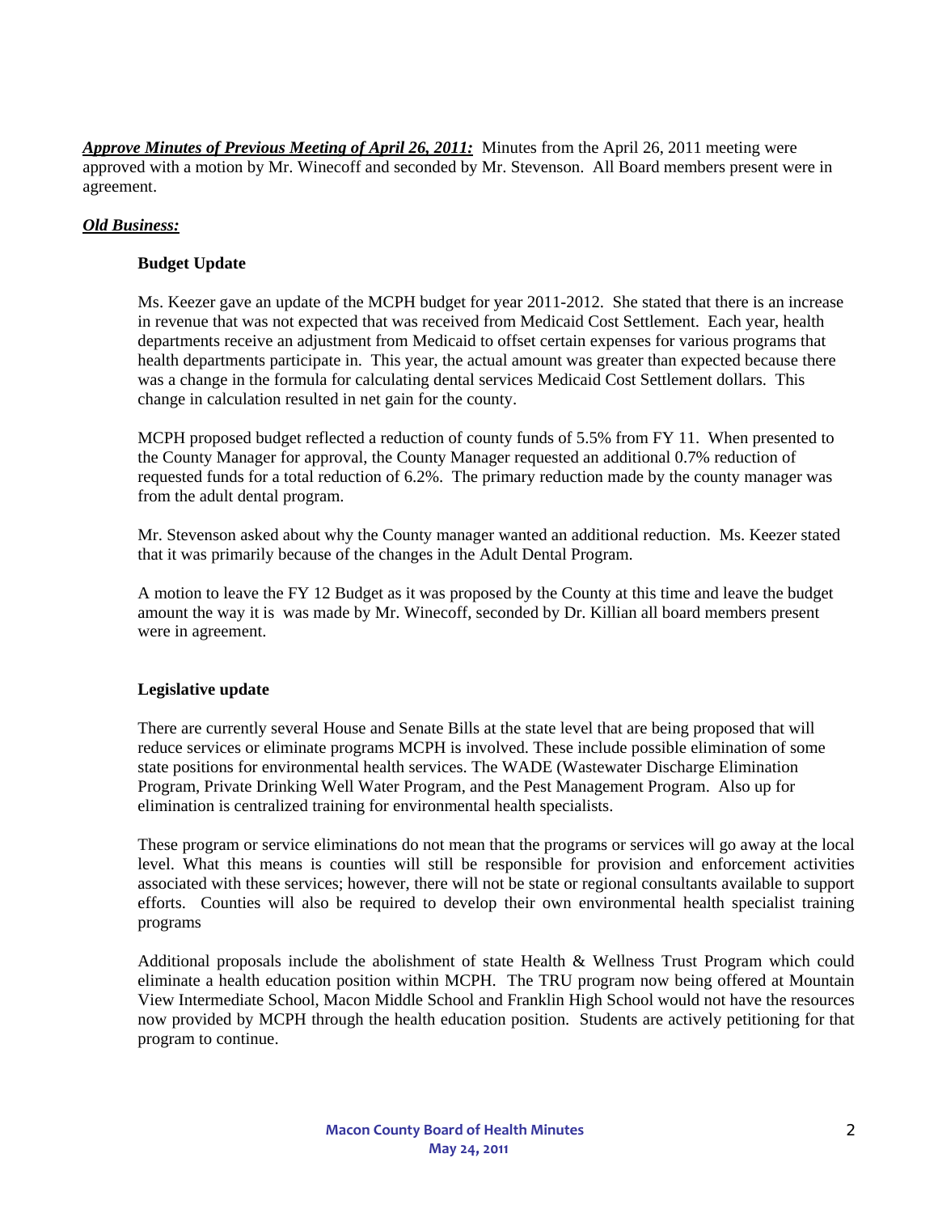***Approve Minutes of Previous Meeting of April 26, 2011:*** Minutes from the April 26, 2011 meeting were approved with a motion by Mr. Winecoff and seconded by Mr. Stevenson. All Board members present were in agreement.

***Old Business:***

**Budget Update**

Ms. Keezer gave an update of the MCPH budget for year 2011-2012. She stated that there is an increase in revenue that was not expected that was received from Medicaid Cost Settlement. Each year, health departments receive an adjustment from Medicaid to offset certain expenses for various programs that health departments participate in. This year, the actual amount was greater than expected because there was a change in the formula for calculating dental services Medicaid Cost Settlement dollars. This change in calculation resulted in net gain for the county.

MCPH proposed budget reflected a reduction of county funds of 5.5% from FY 11. When presented to the County Manager for approval, the County Manager requested an additional 0.7% reduction of requested funds for a total reduction of 6.2%. The primary reduction made by the county manager was from the adult dental program.

Mr. Stevenson asked about why the County manager wanted an additional reduction. Ms. Keezer stated that it was primarily because of the changes in the Adult Dental Program.

A motion to leave the FY 12 Budget as it was proposed by the County at this time and leave the budget amount the way it is was made by Mr. Winecoff, seconded by Dr. Killian all board members present were in agreement.

**Legislative update**

There are currently several House and Senate Bills at the state level that are being proposed that will reduce services or eliminate programs MCPH is involved. These include possible elimination of some state positions for environmental health services. The WADE (Wastewater Discharge Elimination Program, Private Drinking Well Water Program, and the Pest Management Program. Also up for elimination is centralized training for environmental health specialists.

These program or service eliminations do not mean that the programs or services will go away at the local level. What this means is counties will still be responsible for provision and enforcement activities associated with these services; however, there will not be state or regional consultants available to support efforts. Counties will also be required to develop their own environmental health specialist training programs

Additional proposals include the abolishment of state Health & Wellness Trust Program which could eliminate a health education position within MCPH. The TRU program now being offered at Mountain View Intermediate School, Macon Middle School and Franklin High School would not have the resources now provided by MCPH through the health education position. Students are actively petitioning for that program to continue.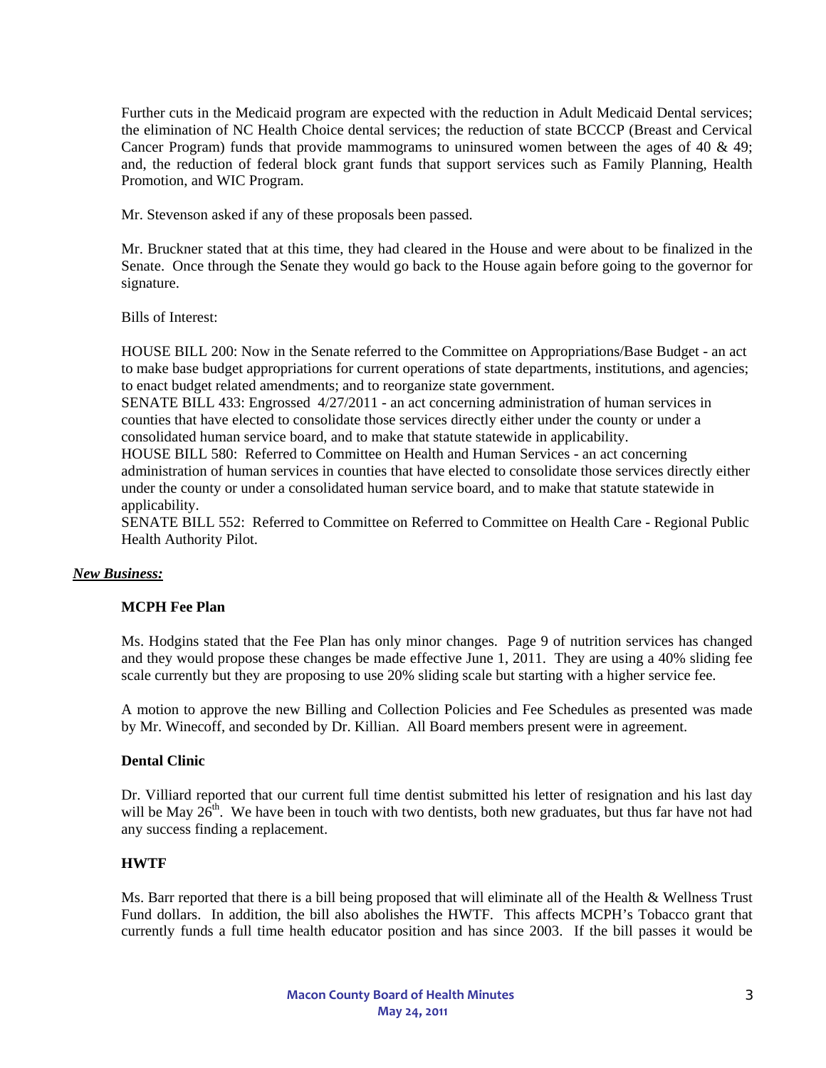Further cuts in the Medicaid program are expected with the reduction in Adult Medicaid Dental services; the elimination of NC Health Choice dental services; the reduction of state BCCCP (Breast and Cervical Cancer Program) funds that provide mammograms to uninsured women between the ages of 40 & 49; and, the reduction of federal block grant funds that support services such as Family Planning, Health Promotion, and WIC Program.

Mr. Stevenson asked if any of these proposals been passed.

Mr. Bruckner stated that at this time, they had cleared in the House and were about to be finalized in the Senate. Once through the Senate they would go back to the House again before going to the governor for signature.

Bills of Interest:

HOUSE BILL 200: Now in the Senate referred to the Committee on Appropriations/Base Budget - an act to make base budget appropriations for current operations of state departments, institutions, and agencies; to enact budget related amendments; and to reorganize state government.
SENATE BILL 433: Engrossed 4/27/2011 - an act concerning administration of human services in counties that have elected to consolidate those services directly either under the county or under a consolidated human service board, and to make that statute statewide in applicability.
HOUSE BILL 580: Referred to Committee on Health and Human Services - an act concerning administration of human services in counties that have elected to consolidate those services directly either under the county or under a consolidated human service board, and to make that statute statewide in applicability.
SENATE BILL 552: Referred to Committee on Referred to Committee on Health Care - Regional Public Health Authority Pilot.

***New Business:***

**MCPH Fee Plan**

Ms. Hodgins stated that the Fee Plan has only minor changes. Page 9 of nutrition services has changed and they would propose these changes be made effective June 1, 2011. They are using a 40% sliding fee scale currently but they are proposing to use 20% sliding scale but starting with a higher service fee.

A motion to approve the new Billing and Collection Policies and Fee Schedules as presented was made by Mr. Winecoff, and seconded by Dr. Killian. All Board members present were in agreement.

**Dental Clinic**

Dr. Villiard reported that our current full time dentist submitted his letter of resignation and his last day will be May 26th. We have been in touch with two dentists, both new graduates, but thus far have not had any success finding a replacement.

**HWTF**

Ms. Barr reported that there is a bill being proposed that will eliminate all of the Health & Wellness Trust Fund dollars. In addition, the bill also abolishes the HWTF. This affects MCPH's Tobacco grant that currently funds a full time health educator position and has since 2003. If the bill passes it would be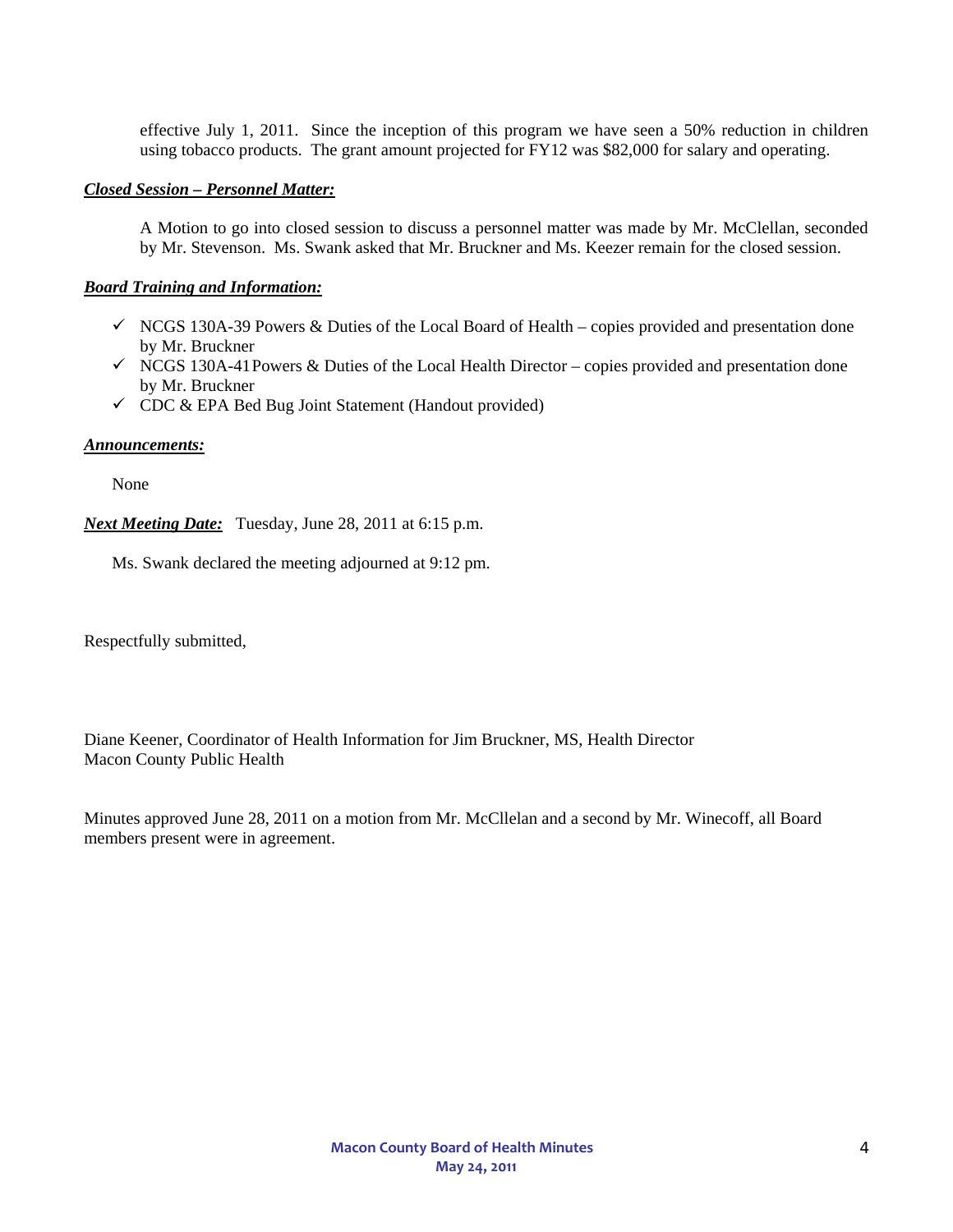effective July 1, 2011. Since the inception of this program we have seen a 50% reduction in children using tobacco products. The grant amount projected for FY12 was $82,000 for salary and operating.

***Closed Session – Personnel Matter:***

A Motion to go into closed session to discuss a personnel matter was made by Mr. McClellan, seconded by Mr. Stevenson. Ms. Swank asked that Mr. Bruckner and Ms. Keezer remain for the closed session.

***Board Training and Information:***

- ✓ NCGS 130A-39 Powers & Duties of the Local Board of Health – copies provided and presentation done by Mr. Bruckner
- ✓ NCGS 130A-41 Powers & Duties of the Local Health Director – copies provided and presentation done by Mr. Bruckner
- ✓ CDC & EPA Bed Bug Joint Statement (Handout provided)

***Announcements:***

None

***Next Meeting Date:*** Tuesday, June 28, 2011 at 6:15 p.m.

Ms. Swank declared the meeting adjourned at 9:12 pm.

Respectfully submitted,

Diane Keener, Coordinator of Health Information for Jim Bruckner, MS, Health Director
Macon County Public Health

Minutes approved June 28, 2011 on a motion from Mr. McCllelan and a second by Mr. Winecoff, all Board members present were in agreement.